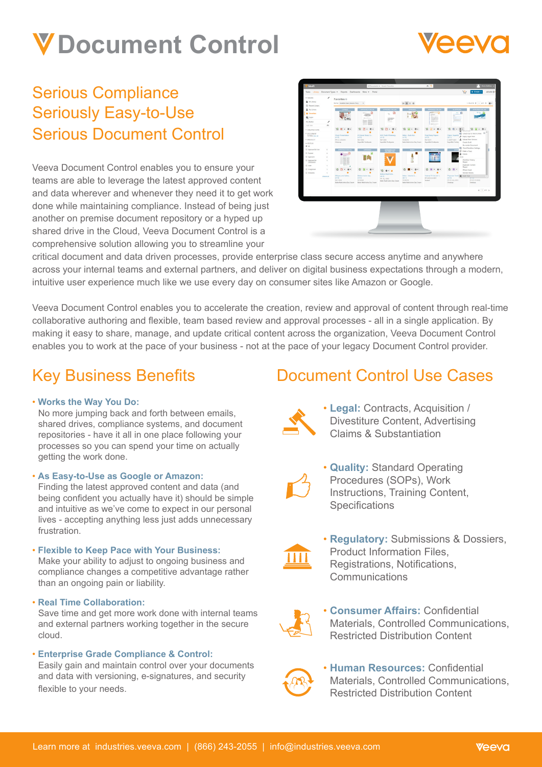# Document Control

## Serious Compliance
## Seriously Easy-to-Use
## Serious Document Control

Veeva Document Control enables you to ensure your teams are able to leverage the latest approved content and data wherever and whenever they need it to get work done while maintaining compliance. Instead of being just another on premise document repository or a hyped up shared drive in the Cloud, Veeva Document Control is a comprehensive solution allowing you to streamline your critical document and data driven processes, provide enterprise class secure access anytime and anywhere across your internal teams and external partners, and deliver on digital business expectations through a modern, intuitive user experience much like we use every day on consumer sites like Amazon or Google.

Veeva Document Control enables you to accelerate the creation, review and approval of content through real-time collaborative authoring and flexible, team based review and approval processes - all in a single application. By making it easy to share, manage, and update critical content across the organization, Veeva Document Control enables you to work at the pace of your business - not at the pace of your legacy Document Control provider.

## Key Business Benefits

- **Works the Way You Do:**
  No more jumping back and forth between emails, shared drives, compliance systems, and document repositories - have it all in one place following your processes so you can spend your time on actually getting the work done.

- **As Easy-to-Use as Google or Amazon:**
  Finding the latest approved content and data (and being confident you actually have it) should be simple and intuitive as we've come to expect in our personal lives - accepting anything less just adds unnecessary frustration.

- **Flexible to Keep Pace with Your Business:**
  Make your ability to adjust to ongoing business and compliance changes a competitive advantage rather than an ongoing pain or liability.

- **Real Time Collaboration:**
  Save time and get more work done with internal teams and external partners working together in the secure cloud.

- **Enterprise Grade Compliance & Control:**
  Easily gain and maintain control over your documents and data with versioning, e-signatures, and security flexible to your needs.

## Document Control Use Cases

- **Legal:** Contracts, Acquisition / Divestiture Content, Advertising Claims & Substantiation

- **Quality:** Standard Operating Procedures (SOPs), Work Instructions, Training Content, Specifications

- **Regulatory:** Submissions & Dossiers, Product Information Files, Registrations, Notifications, Communications

- **Consumer Affairs:** Confidential Materials, Controlled Communications, Restricted Distribution Content

- **Human Resources:** Confidential Materials, Controlled Communications, Restricted Distribution Content

Learn more at industries.veeva.com | (866) 243-2055 | info@industries.veeva.com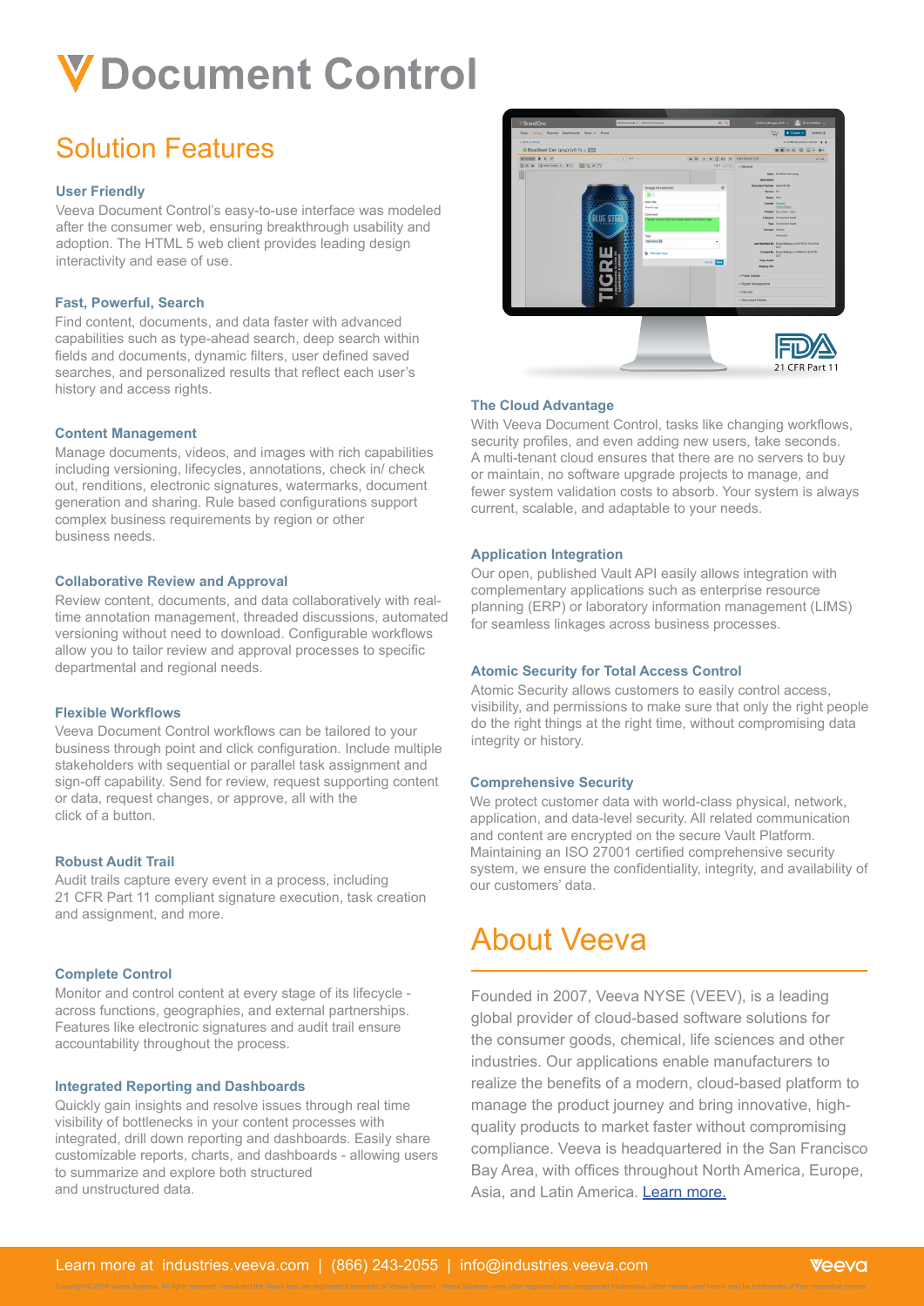# Document Control

## Solution Features

### User Friendly

Veeva Document Control's easy-to-use interface was modeled after the consumer web, ensuring breakthrough usability and adoption. The HTML 5 web client provides leading design interactivity and ease of use.

### Fast, Powerful, Search

Find content, documents, and data faster with advanced capabilities such as type-ahead search, deep search within fields and documents, dynamic filters, user defined saved searches, and personalized results that reflect each user's history and access rights.

### Content Management

Manage documents, videos, and images with rich capabilities including versioning, lifecycles, annotations, check in/ check out, renditions, electronic signatures, watermarks, document generation and sharing. Rule based configurations support complex business requirements by region or other business needs.

### Collaborative Review and Approval

Review content, documents, and data collaboratively with real-time annotation management, threaded discussions, automated versioning without need to download. Configurable workflows allow you to tailor review and approval processes to specific departmental and regional needs.

### Flexible Workflows

Veeva Document Control workflows can be tailored to your business through point and click configuration. Include multiple stakeholders with sequential or parallel task assignment and sign-off capability. Send for review, request supporting content or data, request changes, or approve, all with the click of a button.

### Robust Audit Trail

Audit trails capture every event in a process, including 21 CFR Part 11 compliant signature execution, task creation and assignment, and more.

### Complete Control

Monitor and control content at every stage of its lifecycle - across functions, geographies, and external partnerships. Features like electronic signatures and audit trail ensure accountability throughout the process.

### Integrated Reporting and Dashboards

Quickly gain insights and resolve issues through real time visibility of bottlenecks in your content processes with integrated, drill down reporting and dashboards. Easily share customizable reports, charts, and dashboards - allowing users to summarize and explore both structured and unstructured data.

21 CFR Part 11

### The Cloud Advantage

With Veeva Document Control, tasks like changing workflows, security profiles, and even adding new users, take seconds. A multi-tenant cloud ensures that there are no servers to buy or maintain, no software upgrade projects to manage, and fewer system validation costs to absorb. Your system is always current, scalable, and adaptable to your needs.

### Application Integration

Our open, published Vault API easily allows integration with complementary applications such as enterprise resource planning (ERP) or laboratory information management (LIMS) for seamless linkages across business processes.

### Atomic Security for Total Access Control

Atomic Security allows customers to easily control access, visibility, and permissions to make sure that only the right people do the right things at the right time, without compromising data integrity or history.

### Comprehensive Security

We protect customer data with world-class physical, network, application, and data-level security. All related communication and content are encrypted on the secure Vault Platform. Maintaining an ISO 27001 certified comprehensive security system, we ensure the confidentiality, integrity, and availability of our customers' data.

## About Veeva

Founded in 2007, Veeva NYSE (VEEV), is a leading global provider of cloud-based software solutions for the consumer goods, chemical, life sciences and other industries. Our applications enable manufacturers to realize the benefits of a modern, cloud-based platform to manage the product journey and bring innovative, high-quality products to market faster without compromising compliance. Veeva is headquartered in the San Francisco Bay Area, with offices throughout North America, Europe, Asia, and Latin America. Learn more.

Learn more at industries.veeva.com | (866) 243-2055 | info@industries.veeva.com